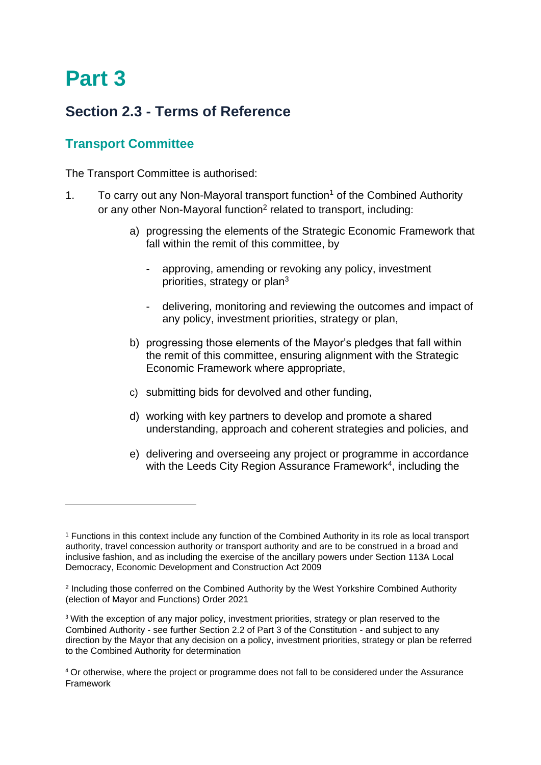# Part 3

## Section 2.3 - Terms of Reference

### Transport Committee

The Transport Committee is authorised:

1. To carry out any Non-Mayoral transport function[1] of the Combined Authority or any other Non-Mayoral function[2] related to transport, including:

    a) progressing the elements of the Strategic Economic Framework that fall within the remit of this committee, by

    - approving, amending or revoking any policy, investment priorities, strategy or plan[3]
    - delivering, monitoring and reviewing the outcomes and impact of any policy, investment priorities, strategy or plan,

    b) progressing those elements of the Mayor's pledges that fall within the remit of this committee, ensuring alignment with the Strategic Economic Framework where appropriate,

    c) submitting bids for devolved and other funding,

    d) working with key partners to develop and promote a shared understanding, approach and coherent strategies and policies, and

    e) delivering and overseeing any project or programme in accordance with the Leeds City Region Assurance Framework[4], including the

---

[1] Functions in this context include any function of the Combined Authority in its role as local transport authority, travel concession authority or transport authority and are to be construed in a broad and inclusive fashion, and as including the exercise of the ancillary powers under Section 113A Local Democracy, Economic Development and Construction Act 2009

[2] Including those conferred on the Combined Authority by the West Yorkshire Combined Authority (election of Mayor and Functions) Order 2021

[3] With the exception of any major policy, investment priorities, strategy or plan reserved to the Combined Authority - see further Section 2.2 of Part 3 of the Constitution - and subject to any direction by the Mayor that any decision on a policy, investment priorities, strategy or plan be referred to the Combined Authority for determination

[4] Or otherwise, where the project or programme does not fall to be considered under the Assurance Framework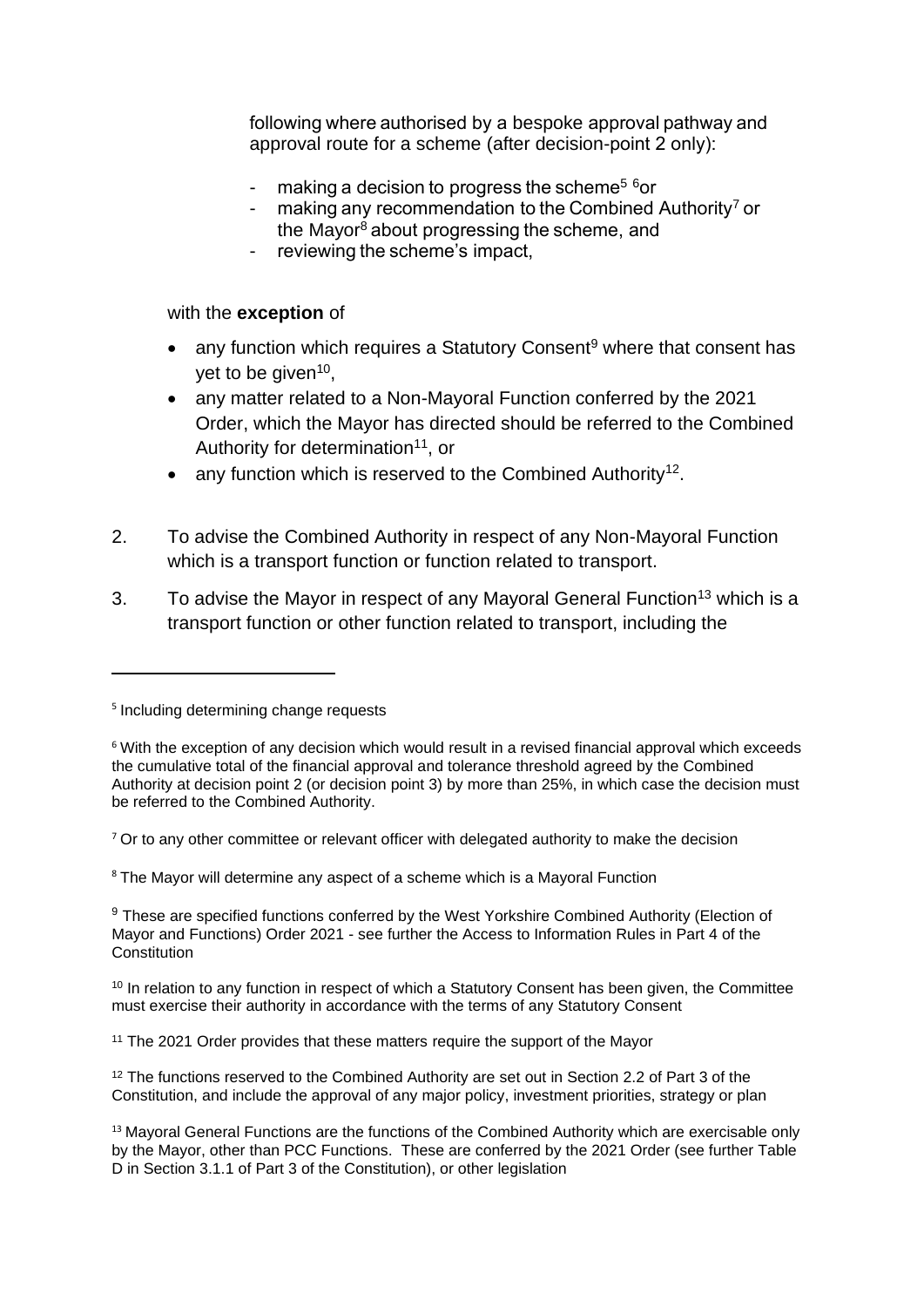following where authorised by a bespoke approval pathway and approval route for a scheme (after decision-point 2 only):

- making a decision to progress the scheme[5] [6]or
- making any recommendation to the Combined Authority[7] or the Mayor[8] about progressing the scheme, and
- reviewing the scheme's impact,

with the **exception** of

- any function which requires a Statutory Consent[9] where that consent has yet to be given[10],
- any matter related to a Non-Mayoral Function conferred by the 2021 Order, which the Mayor has directed should be referred to the Combined Authority for determination[11], or
- any function which is reserved to the Combined Authority[12].

2. To advise the Combined Authority in respect of any Non-Mayoral Function which is a transport function or function related to transport.

3. To advise the Mayor in respect of any Mayoral General Function[13] which is a transport function or other function related to transport, including the

---

[5] Including determining change requests

[6] With the exception of any decision which would result in a revised financial approval which exceeds the cumulative total of the financial approval and tolerance threshold agreed by the Combined Authority at decision point 2 (or decision point 3) by more than 25%, in which case the decision must be referred to the Combined Authority.

[7] Or to any other committee or relevant officer with delegated authority to make the decision

[8] The Mayor will determine any aspect of a scheme which is a Mayoral Function

[9] These are specified functions conferred by the West Yorkshire Combined Authority (Election of Mayor and Functions) Order 2021 - see further the Access to Information Rules in Part 4 of the Constitution

[10] In relation to any function in respect of which a Statutory Consent has been given, the Committee must exercise their authority in accordance with the terms of any Statutory Consent

[11] The 2021 Order provides that these matters require the support of the Mayor

[12] The functions reserved to the Combined Authority are set out in Section 2.2 of Part 3 of the Constitution, and include the approval of any major policy, investment priorities, strategy or plan

[13] Mayoral General Functions are the functions of the Combined Authority which are exercisable only by the Mayor, other than PCC Functions. These are conferred by the 2021 Order (see further Table D in Section 3.1.1 of Part 3 of the Constitution), or other legislation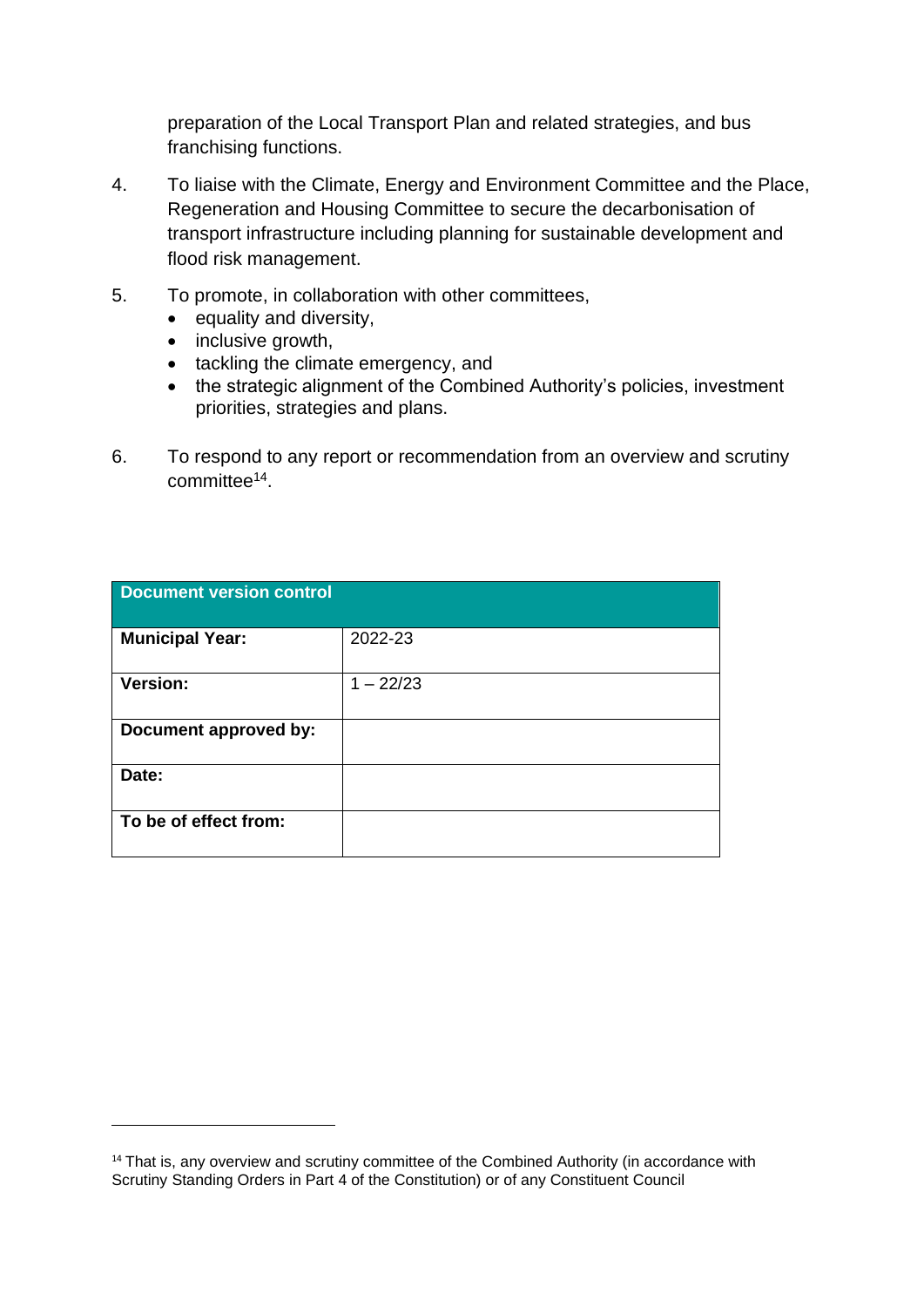preparation of the Local Transport Plan and related strategies, and bus franchising functions.

4. To liaise with the Climate, Energy and Environment Committee and the Place, Regeneration and Housing Committee to secure the decarbonisation of transport infrastructure including planning for sustainable development and flood risk management.

5. To promote, in collaboration with other committees,
   - equality and diversity,
   - inclusive growth,
   - tackling the climate emergency, and
   - the strategic alignment of the Combined Authority's policies, investment priorities, strategies and plans.

6. To respond to any report or recommendation from an overview and scrutiny committee[14].

| **Document version control** | |
|---|---|
| **Municipal Year:** | 2022-23 |
| **Version:** | 1 – 22/23 |
| **Document approved by:** | |
| **Date:** | |
| **To be of effect from:** | |

[14] That is, any overview and scrutiny committee of the Combined Authority (in accordance with Scrutiny Standing Orders in Part 4 of the Constitution) or of any Constituent Council